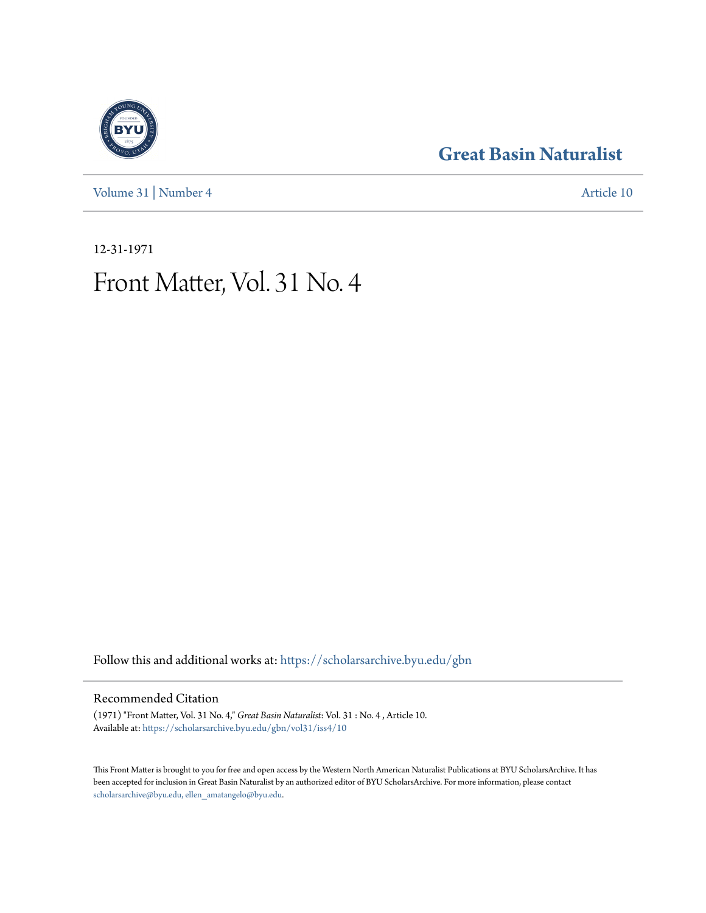Great Basin Naturalist

Volume 31 | Number 4 | Article 10

12-31-1971

# Front Matter, Vol. 31 No. 4

Follow this and additional works at: https://scholarsarchive.byu.edu/gbn

## Recommended Citation

(1971) "Front Matter, Vol. 31 No. 4," *Great Basin Naturalist*: Vol. 31 : No. 4 , Article 10.
Available at: https://scholarsarchive.byu.edu/gbn/vol31/iss4/10

This Front Matter is brought to you for free and open access by the Western North American Naturalist Publications at BYU ScholarsArchive. It has been accepted for inclusion in Great Basin Naturalist by an authorized editor of BYU ScholarsArchive. For more information, please contact scholarsarchive@byu.edu, ellen_amatangelo@byu.edu.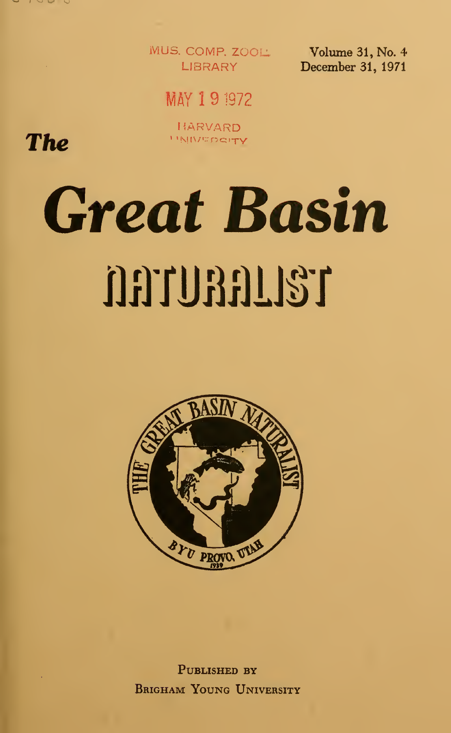MUS. COMP. ZOOL. LIBRARY

MAY 19 1972

HARVARD UNIVERSITY

Volume 31, No. 4
December 31, 1971

# The Great Basin NATURALIST

PUBLISHED BY
BRIGHAM YOUNG UNIVERSITY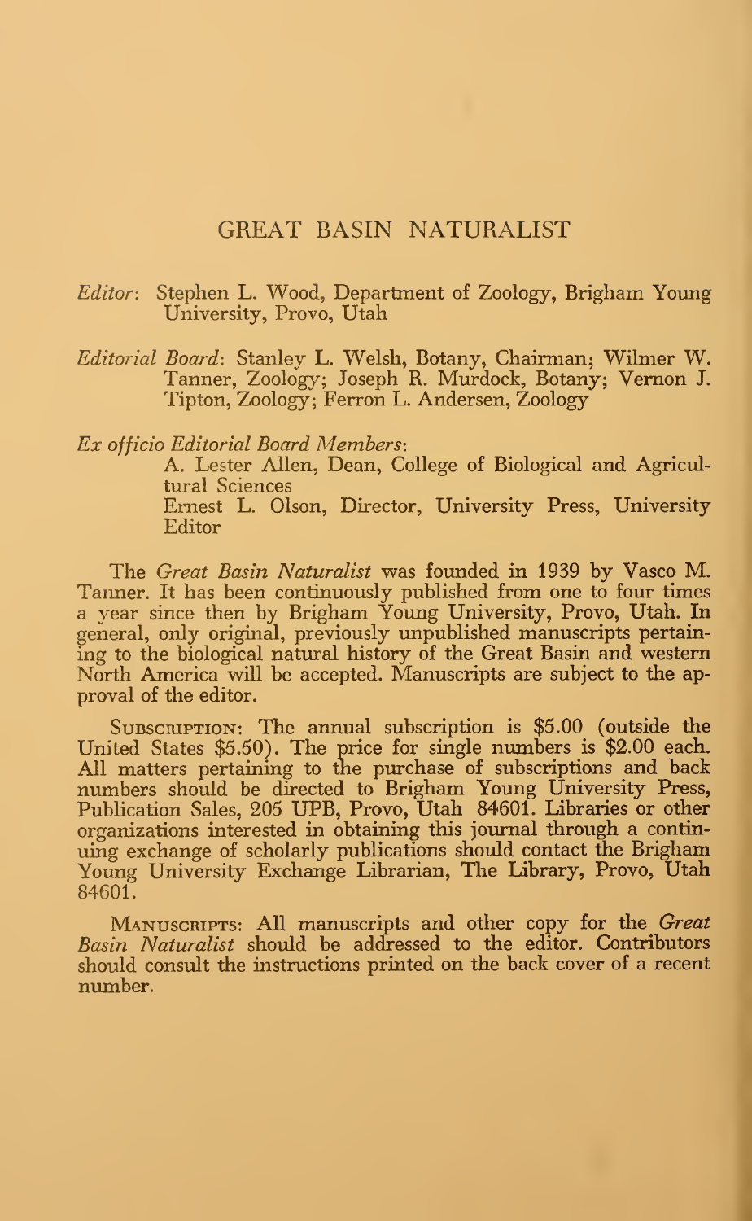# GREAT BASIN NATURALIST

*Editor*: Stephen L. Wood, Department of Zoology, Brigham Young University, Provo, Utah

*Editorial Board*: Stanley L. Welsh, Botany, Chairman; Wilmer W. Tanner, Zoology; Joseph R. Murdock, Botany; Vernon J. Tipton, Zoology; Ferron L. Andersen, Zoology

*Ex officio Editorial Board Members*:

A. Lester Allen, Dean, College of Biological and Agricultural Sciences

Ernest L. Olson, Director, University Press, University Editor

The *Great Basin Naturalist* was founded in 1939 by Vasco M. Tanner. It has been continuously published from one to four times a year since then by Brigham Young University, Provo, Utah. In general, only original, previously unpublished manuscripts pertaining to the biological natural history of the Great Basin and western North America will be accepted. Manuscripts are subject to the approval of the editor.

Subscription: The annual subscription is $5.00 (outside the United States $5.50). The price for single numbers is $2.00 each. All matters pertaining to the purchase of subscriptions and back numbers should be directed to Brigham Young University Press, Publication Sales, 205 UPB, Provo, Utah 84601. Libraries or other organizations interested in obtaining this journal through a continuing exchange of scholarly publications should contact the Brigham Young University Exchange Librarian, The Library, Provo, Utah 84601.

Manuscripts: All manuscripts and other copy for the *Great Basin Naturalist* should be addressed to the editor. Contributors should consult the instructions printed on the back cover of a recent number.